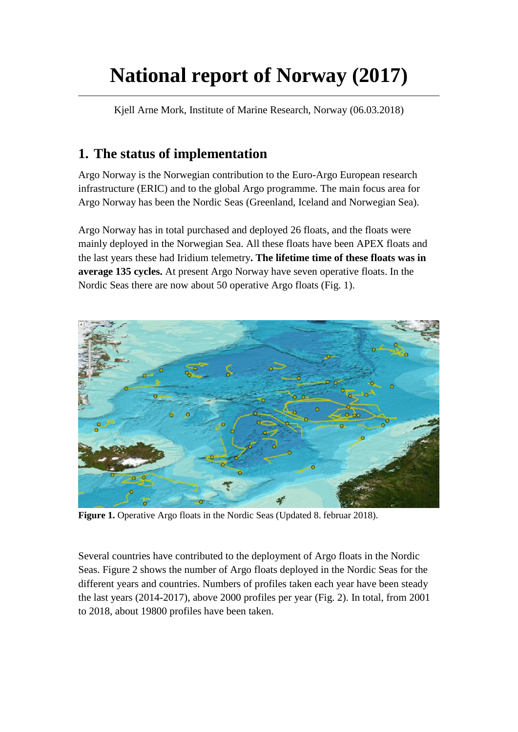# National report of Norway (2017)

Kjell Arne Mork, Institute of Marine Research, Norway (06.03.2018)

## 1. The status of implementation

Argo Norway is the Norwegian contribution to the Euro-Argo European research infrastructure (ERIC) and to the global Argo programme. The main focus area for Argo Norway has been the Nordic Seas (Greenland, Iceland and Norwegian Sea).

Argo Norway has in total purchased and deployed 26 floats, and the floats were mainly deployed in the Norwegian Sea. All these floats have been APEX floats and the last years these had Iridium telemetry**. The lifetime time of these floats was in average 135 cycles.** At present Argo Norway have seven operative floats. In the Nordic Seas there are now about 50 operative Argo floats (Fig. 1).

**Figure 1.** Operative Argo floats in the Nordic Seas (Updated 8. februar 2018).

Several countries have contributed to the deployment of Argo floats in the Nordic Seas. Figure 2 shows the number of Argo floats deployed in the Nordic Seas for the different years and countries. Numbers of profiles taken each year have been steady the last years (2014-2017), above 2000 profiles per year (Fig. 2). In total, from 2001 to 2018, about 19800 profiles have been taken.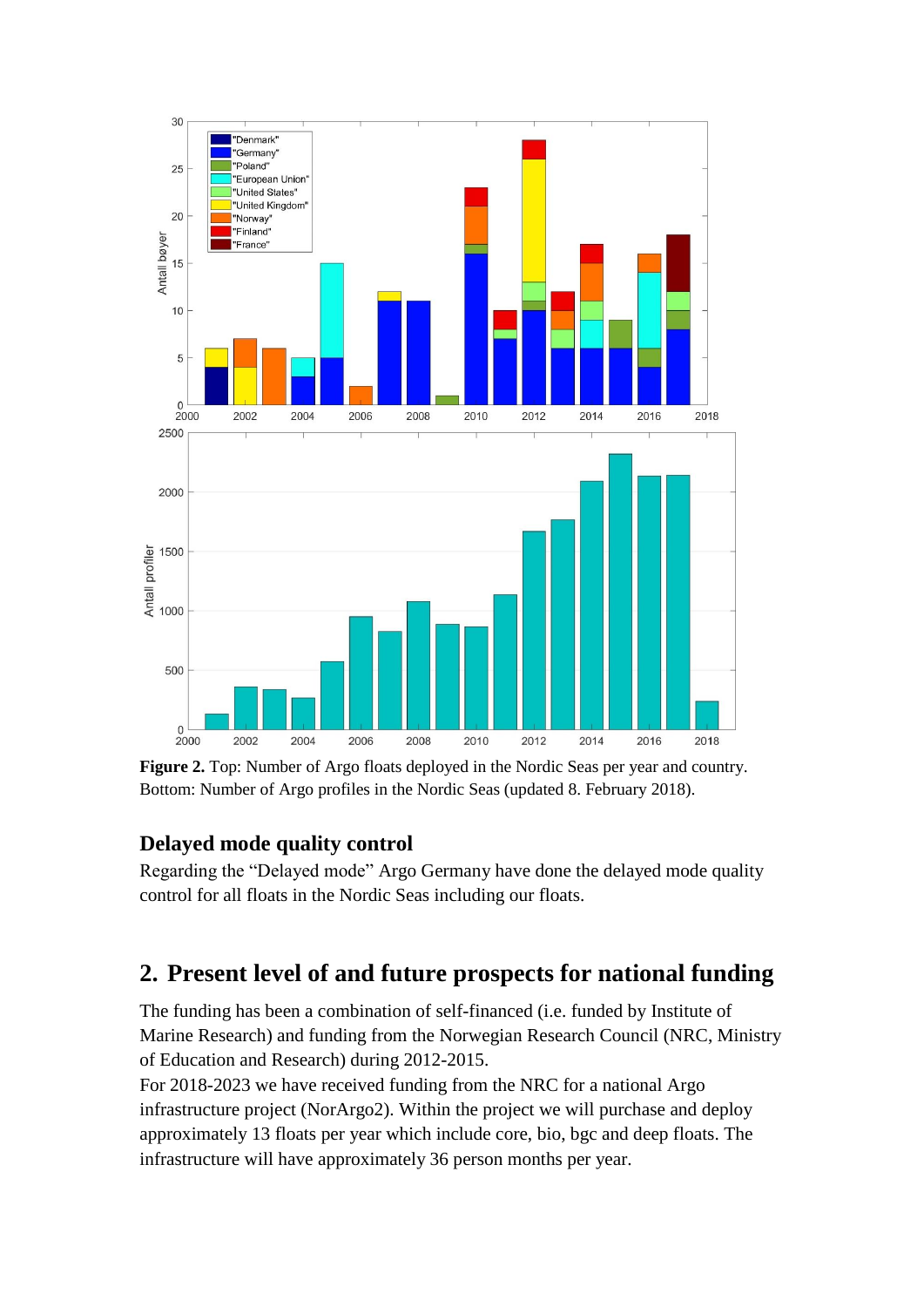**Figure 2.** Top: Number of Argo floats deployed in the Nordic Seas per year and country. Bottom: Number of Argo profiles in the Nordic Seas (updated 8. February 2018).

### Delayed mode quality control

Regarding the “Delayed mode” Argo Germany have done the delayed mode quality control for all floats in the Nordic Seas including our floats.

## 2. Present level of and future prospects for national funding

The funding has been a combination of self-financed (i.e. funded by Institute of Marine Research) and funding from the Norwegian Research Council (NRC, Ministry of Education and Research) during 2012-2015.
For 2018-2023 we have received funding from the NRC for a national Argo infrastructure project (NorArgo2). Within the project we will purchase and deploy approximately 13 floats per year which include core, bio, bgc and deep floats. The infrastructure will have approximately 36 person months per year.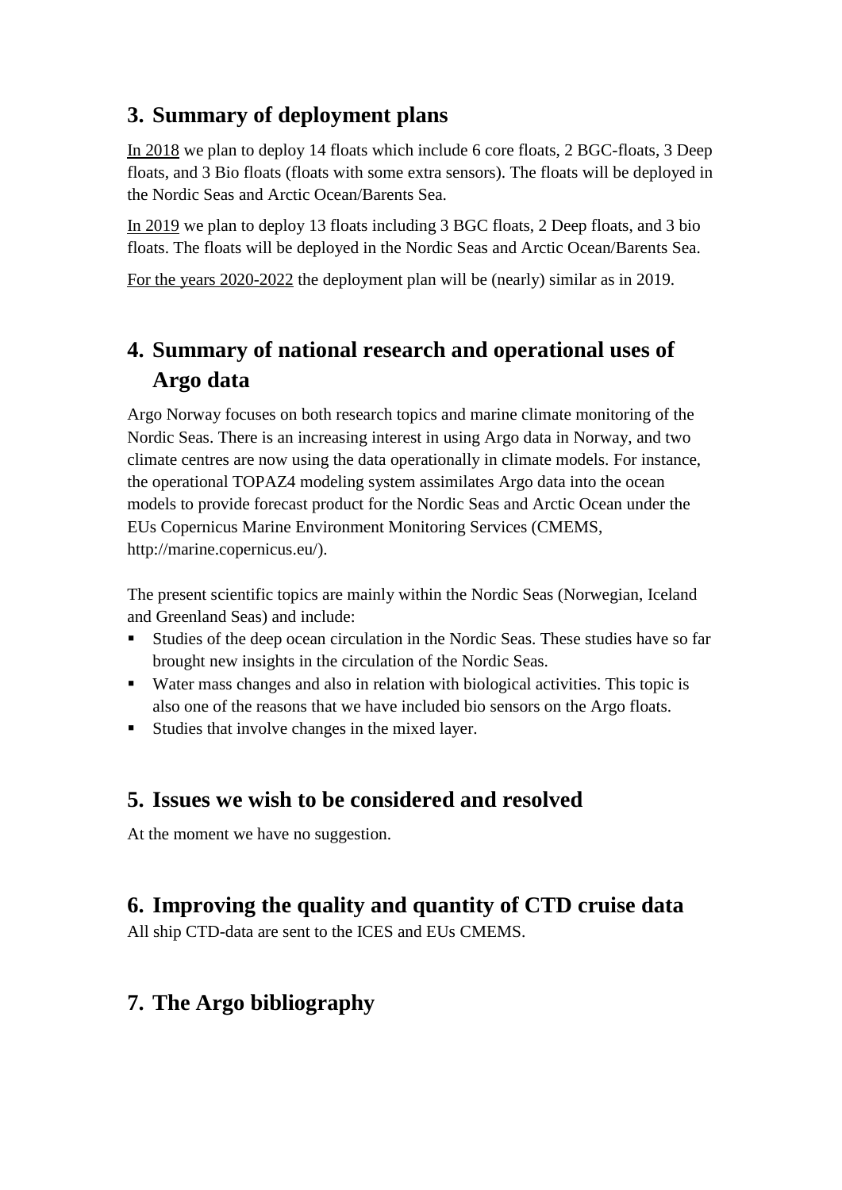## 3. Summary of deployment plans

In 2018 we plan to deploy 14 floats which include 6 core floats, 2 BGC-floats, 3 Deep floats, and 3 Bio floats (floats with some extra sensors). The floats will be deployed in the Nordic Seas and Arctic Ocean/Barents Sea.

In 2019 we plan to deploy 13 floats including 3 BGC floats, 2 Deep floats, and 3 bio floats. The floats will be deployed in the Nordic Seas and Arctic Ocean/Barents Sea.

For the years 2020-2022 the deployment plan will be (nearly) similar as in 2019.

## 4. Summary of national research and operational uses of Argo data

Argo Norway focuses on both research topics and marine climate monitoring of the Nordic Seas. There is an increasing interest in using Argo data in Norway, and two climate centres are now using the data operationally in climate models. For instance, the operational TOPAZ4 modeling system assimilates Argo data into the ocean models to provide forecast product for the Nordic Seas and Arctic Ocean under the EUs Copernicus Marine Environment Monitoring Services (CMEMS, http://marine.copernicus.eu/).

The present scientific topics are mainly within the Nordic Seas (Norwegian, Iceland and Greenland Seas) and include:

- Studies of the deep ocean circulation in the Nordic Seas. These studies have so far brought new insights in the circulation of the Nordic Seas.
- Water mass changes and also in relation with biological activities. This topic is also one of the reasons that we have included bio sensors on the Argo floats.
- Studies that involve changes in the mixed layer.

## 5. Issues we wish to be considered and resolved

At the moment we have no suggestion.

## 6. Improving the quality and quantity of CTD cruise data

All ship CTD-data are sent to the ICES and EUs CMEMS.

## 7. The Argo bibliography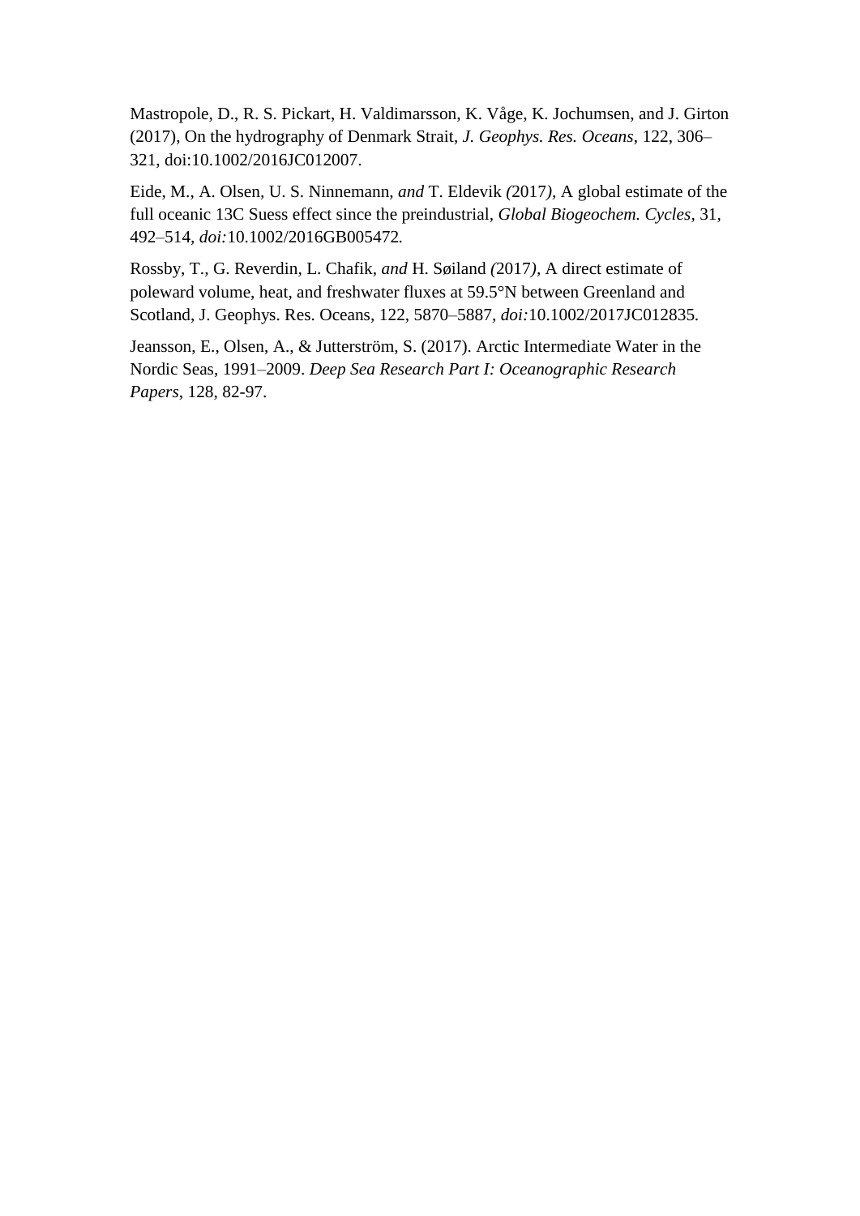Mastropole, D., R. S. Pickart, H. Valdimarsson, K. Våge, K. Jochumsen, and J. Girton (2017), On the hydrography of Denmark Strait, *J. Geophys. Res. Oceans*, 122, 306–321, doi:10.1002/2016JC012007.

Eide, M., A. Olsen, U. S. Ninnemann, *and* T. Eldevik *(*2017*)*, A global estimate of the full oceanic 13C Suess effect since the preindustrial, *Global Biogeochem. Cycles*, 31*,* 492–514*, doi:*10.1002/2016GB005472*.*

Rossby, T., G. Reverdin, L. Chafik*, and* H. Søiland *(*2017*)*, A direct estimate of poleward volume, heat, and freshwater fluxes at 59.5°N between Greenland and Scotland, J. Geophys. Res. Oceans, 122, 5870–5887*, doi:*10.1002/2017JC012835*.*

Jeansson, E., Olsen, A., & Jutterström, S. (2017). Arctic Intermediate Water in the Nordic Seas, 1991–2009. *Deep Sea Research Part I: Oceanographic Research Papers*, 128, 82-97.